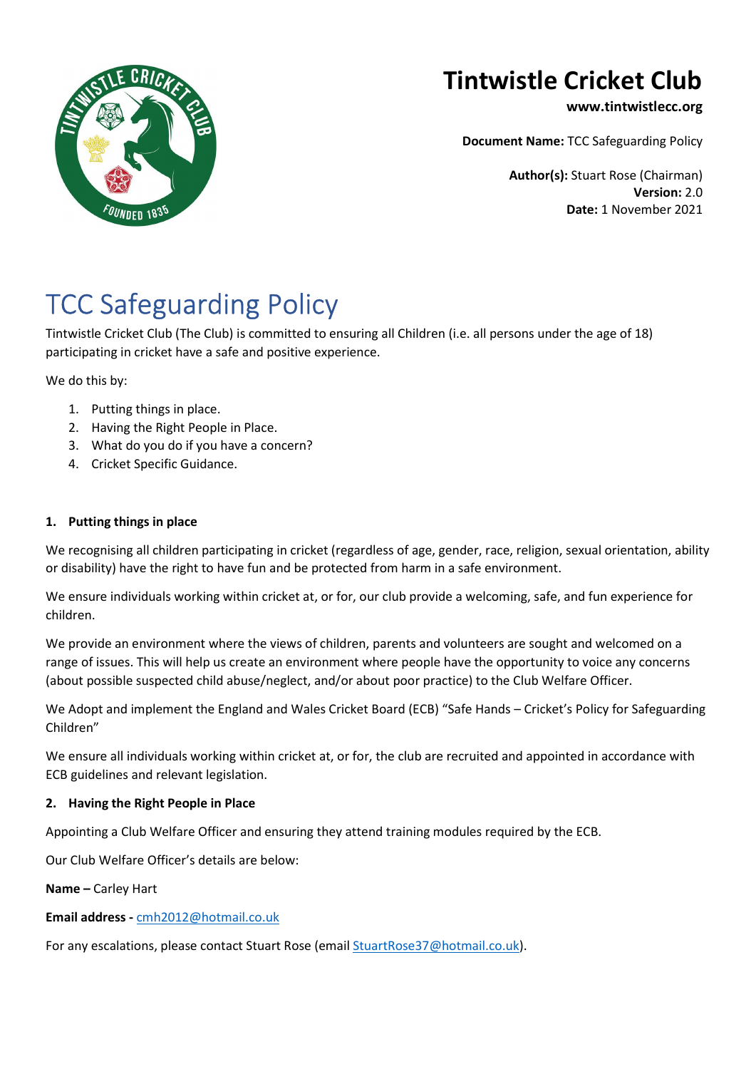# Tintwistle Cricket Club

**www.tintwistlecc.org**

**Document Name:** TCC Safeguarding Policy

**Author(s):** Stuart Rose (Chairman)
**Version:** 2.0
**Date:** 1 November 2021

# TCC Safeguarding Policy

Tintwistle Cricket Club (The Club) is committed to ensuring all Children (i.e. all persons under the age of 18) participating in cricket have a safe and positive experience.

We do this by:

1. Putting things in place.
2. Having the Right People in Place.
3. What do you do if you have a concern?
4. Cricket Specific Guidance.

### 1. Putting things in place

We recognising all children participating in cricket (regardless of age, gender, race, religion, sexual orientation, ability or disability) have the right to have fun and be protected from harm in a safe environment.

We ensure individuals working within cricket at, or for, our club provide a welcoming, safe, and fun experience for children.

We provide an environment where the views of children, parents and volunteers are sought and welcomed on a range of issues. This will help us create an environment where people have the opportunity to voice any concerns (about possible suspected child abuse/neglect, and/or about poor practice) to the Club Welfare Officer.

We Adopt and implement the England and Wales Cricket Board (ECB) "Safe Hands – Cricket's Policy for Safeguarding Children"

We ensure all individuals working within cricket at, or for, the club are recruited and appointed in accordance with ECB guidelines and relevant legislation.

### 2. Having the Right People in Place

Appointing a Club Welfare Officer and ensuring they attend training modules required by the ECB.

Our Club Welfare Officer's details are below:

**Name –** Carley Hart

**Email address -** cmh2012@hotmail.co.uk

For any escalations, please contact Stuart Rose (email StuartRose37@hotmail.co.uk).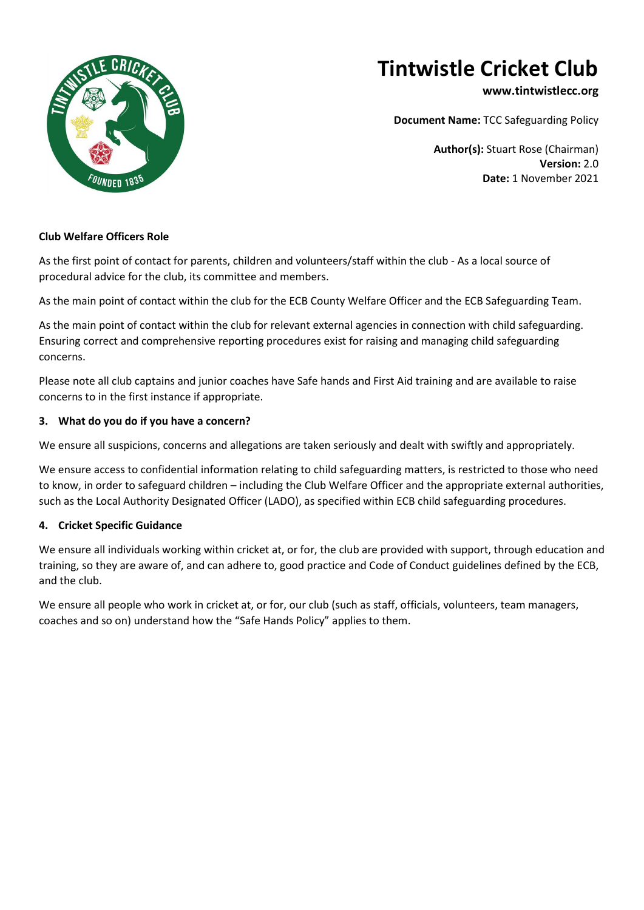# Tintwistle Cricket Club

**www.tintwistlecc.org**

**Document Name:** TCC Safeguarding Policy

**Author(s):** Stuart Rose (Chairman)
**Version:** 2.0
**Date:** 1 November 2021

**Club Welfare Officers Role**

As the first point of contact for parents, children and volunteers/staff within the club - As a local source of procedural advice for the club, its committee and members.

As the main point of contact within the club for the ECB County Welfare Officer and the ECB Safeguarding Team.

As the main point of contact within the club for relevant external agencies in connection with child safeguarding. Ensuring correct and comprehensive reporting procedures exist for raising and managing child safeguarding concerns.

Please note all club captains and junior coaches have Safe hands and First Aid training and are available to raise concerns to in the first instance if appropriate.

## 3. What do you do if you have a concern?

We ensure all suspicions, concerns and allegations are taken seriously and dealt with swiftly and appropriately.

We ensure access to confidential information relating to child safeguarding matters, is restricted to those who need to know, in order to safeguard children – including the Club Welfare Officer and the appropriate external authorities, such as the Local Authority Designated Officer (LADO), as specified within ECB child safeguarding procedures.

## 4. Cricket Specific Guidance

We ensure all individuals working within cricket at, or for, the club are provided with support, through education and training, so they are aware of, and can adhere to, good practice and Code of Conduct guidelines defined by the ECB, and the club.

We ensure all people who work in cricket at, or for, our club (such as staff, officials, volunteers, team managers, coaches and so on) understand how the "Safe Hands Policy" applies to them.